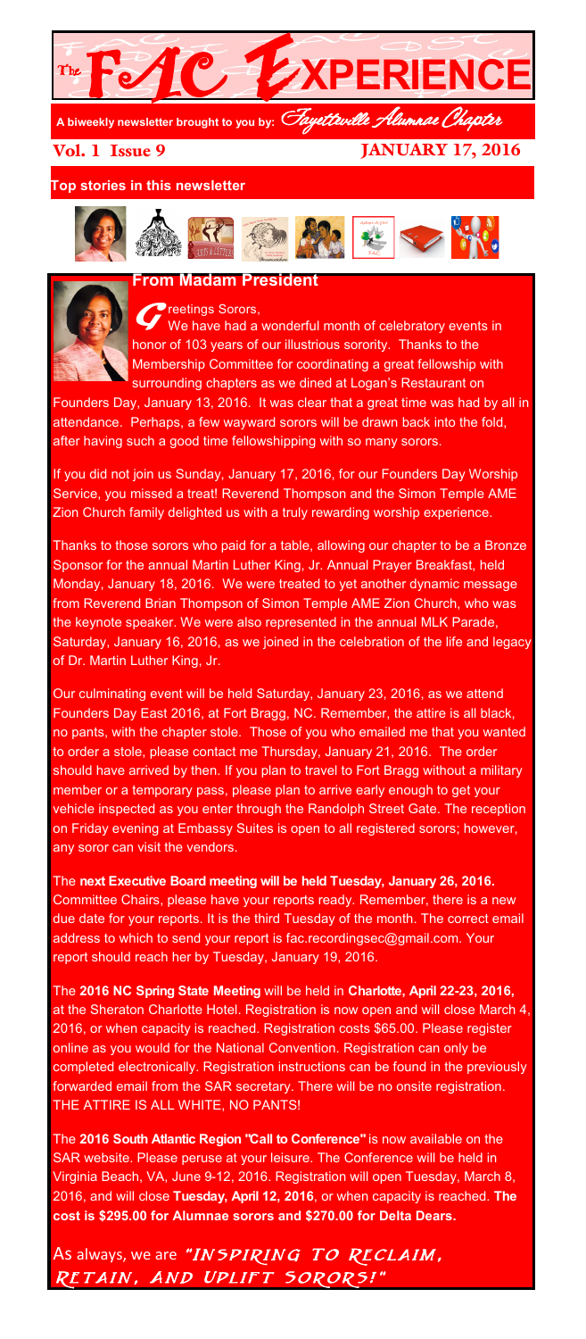# The FAC EXPERIENCE

A biweekly newsletter brought to you by: *Fayetteville Alumnae Chapter*

**Vol. 1 Issue 9** **JANUARY 17, 2016**

**Top stories in this newsletter**

## From Madam President

Greetings Sorors,

We have had a wonderful month of celebratory events in honor of 103 years of our illustrious sorority. Thanks to the Membership Committee for coordinating a great fellowship with surrounding chapters as we dined at Logan's Restaurant on Founders Day, January 13, 2016. It was clear that a great time was had by all in attendance. Perhaps, a few wayward sorors will be drawn back into the fold, after having such a good time fellowshipping with so many sorors.

If you did not join us Sunday, January 17, 2016, for our Founders Day Worship Service, you missed a treat! Reverend Thompson and the Simon Temple AME Zion Church family delighted us with a truly rewarding worship experience.

Thanks to those sorors who paid for a table, allowing our chapter to be a Bronze Sponsor for the annual Martin Luther King, Jr. Annual Prayer Breakfast, held Monday, January 18, 2016. We were treated to yet another dynamic message from Reverend Brian Thompson of Simon Temple AME Zion Church, who was the keynote speaker. We were also represented in the annual MLK Parade, Saturday, January 16, 2016, as we joined in the celebration of the life and legacy of Dr. Martin Luther King, Jr.

Our culminating event will be held Saturday, January 23, 2016, as we attend Founders Day East 2016, at Fort Bragg, NC. Remember, the attire is all black, no pants, with the chapter stole. Those of you who emailed me that you wanted to order a stole, please contact me Thursday, January 21, 2016. The order should have arrived by then. If you plan to travel to Fort Bragg without a military member or a temporary pass, please plan to arrive early enough to get your vehicle inspected as you enter through the Randolph Street Gate. The reception on Friday evening at Embassy Suites is open to all registered sorors; however, any soror can visit the vendors.

The **next Executive Board meeting will be held Tuesday, January 26, 2016.** Committee Chairs, please have your reports ready. Remember, there is a new due date for your reports. It is the third Tuesday of the month. The correct email address to which to send your report is fac.recordingsec@gmail.com. Your report should reach her by Tuesday, January 19, 2016.

The **2016 NC Spring State Meeting** will be held in **Charlotte, April 22-23, 2016,** at the Sheraton Charlotte Hotel. Registration is now open and will close March 4, 2016, or when capacity is reached. Registration costs $65.00. Please register online as you would for the National Convention. Registration can only be completed electronically. Registration instructions can be found in the previously forwarded email from the SAR secretary. There will be no onsite registration. THE ATTIRE IS ALL WHITE, NO PANTS!

The **2016 South Atlantic Region "Call to Conference"** is now available on the SAR website. Please peruse at your leisure. The Conference will be held in Virginia Beach, VA, June 9-12, 2016. Registration will open Tuesday, March 8, 2016, and will close **Tuesday, April 12, 2016**, or when capacity is reached. **The cost is $295.00 for Alumnae sorors and $270.00 for Delta Dears.**

As always, we are *"INSPIRING TO RECLAIM, RETAIN, AND UPLIFT SORORS!"*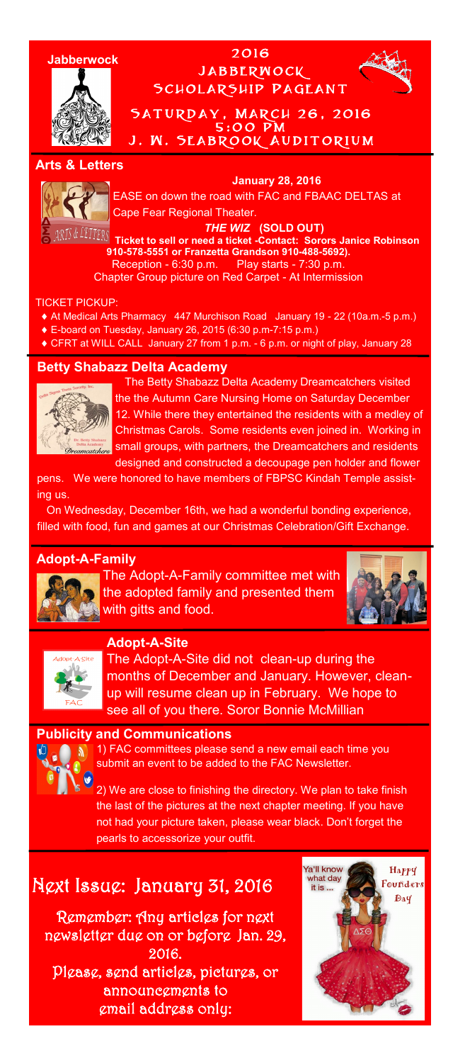## Jabberwock

# 2016 Jabberwock Scholarship Pageant

### Saturday, March 26, 2016
### 5:00 PM
### J. W. Seabrook Auditorium

## Arts & Letters

**January 28, 2016**

EASE on down the road with FAC and FBAAC DELTAS at Cape Fear Regional Theater.

***THE WIZ*** **(SOLD OUT)**

**Ticket to sell or need a ticket -Contact: Sorors Janice Robinson 910-578-5551 or Franzetta Grandson 910-488-5692).**

Reception - 6:30 p.m. Play starts - 7:30 p.m.

Chapter Group picture on Red Carpet - At Intermission

TICKET PICKUP:

- At Medical Arts Pharmacy 447 Murchison Road January 19 - 22 (10a.m.-5 p.m.)
- E-board on Tuesday, January 26, 2015 (6:30 p.m-7:15 p.m.)
- CFRT at WILL CALL January 27 from 1 p.m. - 6 p.m. or night of play, January 28

## Betty Shabazz Delta Academy

The Betty Shabazz Delta Academy Dreamcatchers visited the the Autumn Care Nursing Home on Saturday December 12. While there they entertained the residents with a medley of Christmas Carols. Some residents even joined in. Working in small groups, with partners, the Dreamcatchers and residents designed and constructed a decoupage pen holder and flower pens. We were honored to have members of FBPSC Kindah Temple assisting us.

On Wednesday, December 16th, we had a wonderful bonding experience, filled with food, fun and games at our Christmas Celebration/Gift Exchange.

## Adopt-A-Family

The Adopt-A-Family committee met with the adopted family and presented them with gitts and food.

## Adopt-A-Site

The Adopt-A-Site did not clean-up during the months of December and January. However, clean-up will resume clean up in February. We hope to see all of you there. Soror Bonnie McMillian

## Publicity and Communications

1) FAC committees please send a new email each time you submit an event to be added to the FAC Newsletter.

2) We are close to finishing the directory. We plan to take finish the last of the pictures at the next chapter meeting. If you have not had your picture taken, please wear black. Don't forget the pearls to accessorize your outfit.

# Next Issue: January 31, 2016

Remember: Any articles for next newsletter due on or before Jan. 29, 2016.

Please, send articles, pictures, or announcements to email address only:

Ya'll know what day it is ... Happy Founders Day